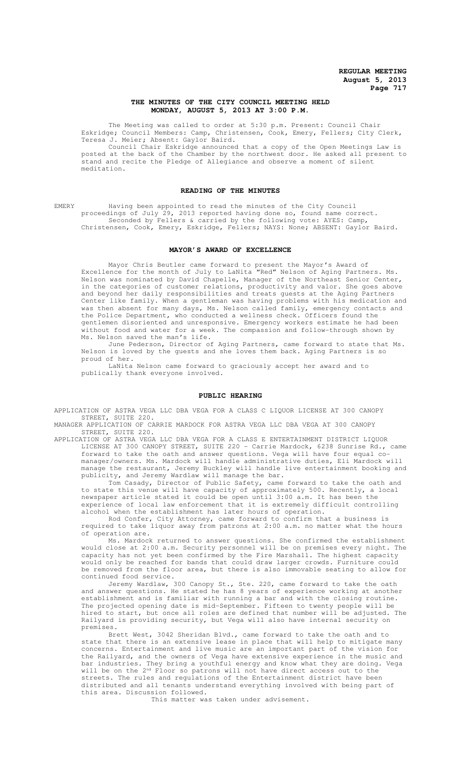# THE MINUTES OF THE CITY COUNCIL MEETING HELD MONDAY, AUGUST 5, 2013 AT 3:00 P.M.

The Meeting was called to order at 5:30 p.m. Present: Council Chair Eskridge; Council Members: Camp, Christensen, Cook, Emery, Fellers; City Clerk, Teresa J. Meier; Absent: Gaylor Baird.

Council Chair Eskridge announced that a copy of the Open Meetings Law is posted at the back of the Chamber by the northwest door. He asked all present to stand and recite the Pledge of Allegiance and observe a moment of silent meditation.

## READING OF THE MINUTES

EMERY Having been appointed to read the minutes of the City Council proceedings of July 29, 2013 reported having done so, found same correct.

Seconded by Fellers & carried by the following vote: AYES: Camp, Christensen, Cook, Emery, Eskridge, Fellers; NAYS: None; ABSENT: Gaylor Baird.

## MAYOR'S AWARD OF EXCELLENCE

Mayor Chris Beutler came forward to present the Mayor's Award of Excellence for the month of July to LaNita "Red" Nelson of Aging Partners. Ms. Nelson was nominated by David Chapelle, Manager of the Northeast Senior Center, in the categories of customer relations, productivity and valor. She goes above and beyond her daily responsibilities and treats guests at the Aging Partners Center like family. When a gentleman was having problems with his medication and was then absent for many days, Ms. Nelson called family, emergency contacts and the Police Department, who conducted a wellness check. Officers found the gentlemen disoriented and unresponsive. Emergency workers estimate he had been without food and water for a week. The compassion and follow-through shown by Ms. Nelson saved the man's life.

June Pederson, Director of Aging Partners, came forward to state that Ms. Nelson is loved by the guests and she loves them back. Aging Partners is so proud of her.

LaNita Nelson came forward to graciously accept her award and to publically thank everyone involved.

## PUBLIC HEARING

APPLICATION OF ASTRA VEGA LLC DBA VEGA FOR A CLASS C LIQUOR LICENSE AT 300 CANOPY STREET, SUITE 220.

MANAGER APPLICATION OF CARRIE MARDOCK FOR ASTRA VEGA LLC DBA VEGA AT 300 CANOPY STREET, SUITE 220.

APPLICATION OF ASTRA VEGA LLC DBA VEGA FOR A CLASS E ENTERTAINMENT DISTRICT LIQUOR LICENSE AT 300 CANOPY STREET, SUITE 220 - Carrie Mardock, 6238 Sunrise Rd., came forward to take the oath and answer questions. Vega will have four equal co-manager/owners. Ms. Mardock will handle administrative duties, Eli Mardock will manage the restaurant, Jeremy Buckley will handle live entertainment booking and publicity, and Jeremy Wardlaw will manage the bar.

Tom Casady, Director of Public Safety, came forward to take the oath and to state this venue will have capacity of approximately 500. Recently, a local newspaper article stated it could be open until 3:00 a.m. It has been the experience of local law enforcement that it is extremely difficult controlling alcohol when the establishment has later hours of operation.

Rod Confer, City Attorney, came forward to confirm that a business is required to take liquor away from patrons at 2:00 a.m. no matter what the hours of operation are.

Ms. Mardock returned to answer questions. She confirmed the establishment would close at 2:00 a.m. Security personnel will be on premises every night. The capacity has not yet been confirmed by the Fire Marshall. The highest capacity would only be reached for bands that could draw larger crowds. Furniture could be removed from the floor area, but there is also immovable seating to allow for continued food service.

Jeremy Wardlaw, 300 Canopy St., Ste. 220, came forward to take the oath and answer questions. He stated he has 8 years of experience working at another establishment and is familiar with running a bar and with the closing routine. The projected opening date is mid-September. Fifteen to twenty people will be hired to start, but once all roles are defined that number will be adjusted. The Railyard is providing security, but Vega will also have internal security on premises.

Brett West, 3042 Sheridan Blvd., came forward to take the oath and to state that there is an extensive lease in place that will help to mitigate many concerns. Entertainment and live music are an important part of the vision for the Railyard, and the owners of Vega have extensive experience in the music and bar industries. They bring a youthful energy and know what they are doing. Vega will be on the 2nd Floor so patrons will not have direct access out to the streets. The rules and regulations of the Entertainment district have been distributed and all tenants understand everything involved with being part of this area. Discussion followed.

This matter was taken under advisement.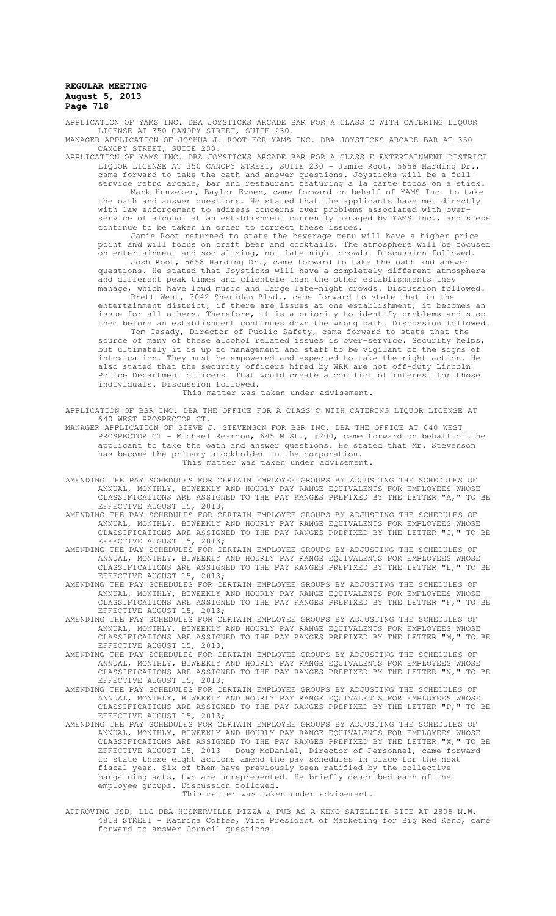APPLICATION OF YAMS INC. DBA JOYSTICKS ARCADE BAR FOR A CLASS C WITH CATERING LIQUOR LICENSE AT 350 CANOPY STREET, SUITE 230.

MANAGER APPLICATION OF JOSHUA J. ROOT FOR YAMS INC. DBA JOYSTICKS ARCADE BAR AT 350 CANOPY STREET, SUITE 230.

APPLICATION OF YAMS INC. DBA JOYSTICKS ARCADE BAR FOR A CLASS E ENTERTAINMENT DISTRICT LIQUOR LICENSE AT 350 CANOPY STREET, SUITE 230 - Jamie Root, 5658 Harding Dr., came forward to take the oath and answer questions. Joysticks will be a full-service retro arcade, bar and restaurant featuring a la carte foods on a stick.

Mark Hunzeker, Baylor Evnen, came forward on behalf of YAMS Inc. to take the oath and answer questions. He stated that the applicants have met directly with law enforcement to address concerns over problems associated with over-service of alcohol at an establishment currently managed by YAMS Inc., and steps continue to be taken in order to correct these issues.

Jamie Root returned to state the beverage menu will have a higher price point and will focus on craft beer and cocktails. The atmosphere will be focused on entertainment and socializing, not late night crowds. Discussion followed.

Josh Root, 5658 Harding Dr., came forward to take the oath and answer questions. He stated that Joysticks will have a completely different atmosphere and different peak times and clientele than the other establishments they manage, which have loud music and large late-night crowds. Discussion followed.

Brett West, 3042 Sheridan Blvd., came forward to state that in the entertainment district, if there are issues at one establishment, it becomes an issue for all others. Therefore, it is a priority to identify problems and stop them before an establishment continues down the wrong path. Discussion followed.

Tom Casady, Director of Public Safety, came forward to state that the source of many of these alcohol related issues is over-service. Security helps, but ultimately it is up to management and staff to be vigilant of the signs of intoxication. They must be empowered and expected to take the right action. He also stated that the security officers hired by WRK are not off-duty Lincoln Police Department officers. That would create a conflict of interest for those individuals. Discussion followed.

This matter was taken under advisement.

APPLICATION OF BSR INC. DBA THE OFFICE FOR A CLASS C WITH CATERING LIQUOR LICENSE AT 640 WEST PROSPECTOR CT.

MANAGER APPLICATION OF STEVE J. STEVENSON FOR BSR INC. DBA THE OFFICE AT 640 WEST PROSPECTOR CT - Michael Reardon, 645 M St., #200, came forward on behalf of the applicant to take the oath and answer questions. He stated that Mr. Stevenson has become the primary stockholder in the corporation.

This matter was taken under advisement.

AMENDING THE PAY SCHEDULES FOR CERTAIN EMPLOYEE GROUPS BY ADJUSTING THE SCHEDULES OF ANNUAL, MONTHLY, BIWEEKLY AND HOURLY PAY RANGE EQUIVALENTS FOR EMPLOYEES WHOSE CLASSIFICATIONS ARE ASSIGNED TO THE PAY RANGES PREFIXED BY THE LETTER "A," TO BE EFFECTIVE AUGUST 15, 2013;

AMENDING THE PAY SCHEDULES FOR CERTAIN EMPLOYEE GROUPS BY ADJUSTING THE SCHEDULES OF ANNUAL, MONTHLY, BIWEEKLY AND HOURLY PAY RANGE EQUIVALENTS FOR EMPLOYEES WHOSE CLASSIFICATIONS ARE ASSIGNED TO THE PAY RANGES PREFIXED BY THE LETTER "C," TO BE EFFECTIVE AUGUST 15, 2013;

AMENDING THE PAY SCHEDULES FOR CERTAIN EMPLOYEE GROUPS BY ADJUSTING THE SCHEDULES OF ANNUAL, MONTHLY, BIWEEKLY AND HOURLY PAY RANGE EQUIVALENTS FOR EMPLOYEES WHOSE CLASSIFICATIONS ARE ASSIGNED TO THE PAY RANGES PREFIXED BY THE LETTER "E," TO BE EFFECTIVE AUGUST 15, 2013;

AMENDING THE PAY SCHEDULES FOR CERTAIN EMPLOYEE GROUPS BY ADJUSTING THE SCHEDULES OF ANNUAL, MONTHLY, BIWEEKLY AND HOURLY PAY RANGE EQUIVALENTS FOR EMPLOYEES WHOSE CLASSIFICATIONS ARE ASSIGNED TO THE PAY RANGES PREFIXED BY THE LETTER "F," TO BE EFFECTIVE AUGUST 15, 2013;

AMENDING THE PAY SCHEDULES FOR CERTAIN EMPLOYEE GROUPS BY ADJUSTING THE SCHEDULES OF ANNUAL, MONTHLY, BIWEEKLY AND HOURLY PAY RANGE EQUIVALENTS FOR EMPLOYEES WHOSE CLASSIFICATIONS ARE ASSIGNED TO THE PAY RANGES PREFIXED BY THE LETTER "M," TO BE EFFECTIVE AUGUST 15, 2013;

AMENDING THE PAY SCHEDULES FOR CERTAIN EMPLOYEE GROUPS BY ADJUSTING THE SCHEDULES OF ANNUAL, MONTHLY, BIWEEKLY AND HOURLY PAY RANGE EQUIVALENTS FOR EMPLOYEES WHOSE CLASSIFICATIONS ARE ASSIGNED TO THE PAY RANGES PREFIXED BY THE LETTER "N," TO BE EFFECTIVE AUGUST 15, 2013;

AMENDING THE PAY SCHEDULES FOR CERTAIN EMPLOYEE GROUPS BY ADJUSTING THE SCHEDULES OF ANNUAL, MONTHLY, BIWEEKLY AND HOURLY PAY RANGE EQUIVALENTS FOR EMPLOYEES WHOSE CLASSIFICATIONS ARE ASSIGNED TO THE PAY RANGES PREFIXED BY THE LETTER "P," TO BE EFFECTIVE AUGUST 15, 2013;

AMENDING THE PAY SCHEDULES FOR CERTAIN EMPLOYEE GROUPS BY ADJUSTING THE SCHEDULES OF ANNUAL, MONTHLY, BIWEEKLY AND HOURLY PAY RANGE EQUIVALENTS FOR EMPLOYEES WHOSE CLASSIFICATIONS ARE ASSIGNED TO THE PAY RANGES PREFIXED BY THE LETTER "X," TO BE EFFECTIVE AUGUST 15, 2013 - Doug McDaniel, Director of Personnel, came forward to state these eight actions amend the pay schedules in place for the next fiscal year. Six of them have previously been ratified by the collective bargaining acts, two are unrepresented. He briefly described each of the employee groups. Discussion followed.

This matter was taken under advisement.

APPROVING JSD, LLC DBA HUSKERVILLE PIZZA & PUB AS A KENO SATELLITE SITE AT 2805 N.W. 48TH STREET - Katrina Coffee, Vice President of Marketing for Big Red Keno, came forward to answer Council questions.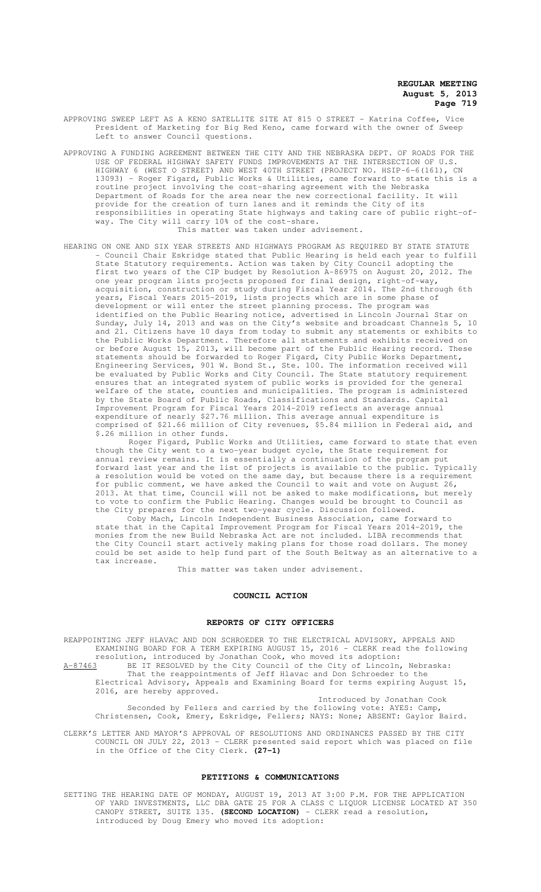APPROVING SWEEP LEFT AS A KENO SATELLITE SITE AT 815 O STREET - Katrina Coffee, Vice President of Marketing for Big Red Keno, came forward with the owner of Sweep Left to answer Council questions.

APPROVING A FUNDING AGREEMENT BETWEEN THE CITY AND THE NEBRASKA DEPT. OF ROADS FOR THE USE OF FEDERAL HIGHWAY SAFETY FUNDS IMPROVEMENTS AT THE INTERSECTION OF U.S. HIGHWAY 6 (WEST O STREET) AND WEST 40TH STREET (PROJECT NO. HSIP-6-6(161), CN 13093) - Roger Figard, Public Works & Utilities, came forward to state this is a routine project involving the cost-sharing agreement with the Nebraska Department of Roads for the area near the new correctional facility. It will provide for the creation of turn lanes and it reminds the City of its responsibilities in operating State highways and taking care of public right-of-way. The City will carry 10% of the cost-share.

This matter was taken under advisement.

HEARING ON ONE AND SIX YEAR STREETS AND HIGHWAYS PROGRAM AS REQUIRED BY STATE STATUTE - Council Chair Eskridge stated that Public Hearing is held each year to fulfill State Statutory requirements. Action was taken by City Council adopting the first two years of the CIP budget by Resolution A-86975 on August 20, 2012. The one year program lists projects proposed for final design, right-of-way, acquisition, construction or study during Fiscal Year 2014. The 2nd through 6th years, Fiscal Years 2015-2019, lists projects which are in some phase of development or will enter the street planning process. The program was identified on the Public Hearing notice, advertised in Lincoln Journal Star on Sunday, July 14, 2013 and was on the City's website and broadcast Channels 5, 10 and 21. Citizens have 10 days from today to submit any statements or exhibits to the Public Works Department. Therefore all statements and exhibits received on or before August 15, 2013, will become part of the Public Hearing record. These statements should be forwarded to Roger Figard, City Public Works Department, Engineering Services, 901 W. Bond St., Ste. 100. The information received will be evaluated by Public Works and City Council. The State statutory requirement ensures that an integrated system of public works is provided for the general welfare of the state, counties and municipalities. The program is administered by the State Board of Public Roads, Classifications and Standards. Capital Improvement Program for Fiscal Years 2014-2019 reflects an average annual expenditure of nearly $27.76 million. This average annual expenditure is comprised of $21.66 million of City revenues, $5.84 million in Federal aid, and $.26 million in other funds.

Roger Figard, Public Works and Utilities, came forward to state that even though the City went to a two-year budget cycle, the State requirement for annual review remains. It is essentially a continuation of the program put forward last year and the list of projects is available to the public. Typically a resolution would be voted on the same day, but because there is a requirement for public comment, we have asked the Council to wait and vote on August 26, 2013. At that time, Council will not be asked to make modifications, but merely to vote to confirm the Public Hearing. Changes would be brought to Council as the City prepares for the next two-year cycle. Discussion followed.

Coby Mach, Lincoln Independent Business Association, came forward to state that in the Capital Improvement Program for Fiscal Years 2014-2019, the monies from the new Build Nebraska Act are not included. LIBA recommends that the City Council start actively making plans for those road dollars. The money could be set aside to help fund part of the South Beltway as an alternative to a tax increase.

This matter was taken under advisement.

## COUNCIL ACTION

### REPORTS OF CITY OFFICERS

REAPPOINTING JEFF HLAVAC AND DON SCHROEDER TO THE ELECTRICAL ADVISORY, APPEALS AND EXAMINING BOARD FOR A TERM EXPIRING AUGUST 15, 2016 - CLERK read the following resolution, introduced by Jonathan Cook, who moved its adoption:

A-87463 BE IT RESOLVED by the City Council of the City of Lincoln, Nebraska: That the reappointments of Jeff Hlavac and Don Schroeder to the Electrical Advisory, Appeals and Examining Board for terms expiring August 15, 2016, are hereby approved.

Introduced by Jonathan Cook

Seconded by Fellers and carried by the following vote: AYES: Camp, Christensen, Cook, Emery, Eskridge, Fellers; NAYS: None; ABSENT: Gaylor Baird.

CLERK'S LETTER AND MAYOR'S APPROVAL OF RESOLUTIONS AND ORDINANCES PASSED BY THE CITY COUNCIL ON JULY 22, 2013 - CLERK presented said report which was placed on file in the Office of the City Clerk. **(27-1)**

### PETITIONS & COMMUNICATIONS

SETTING THE HEARING DATE OF MONDAY, AUGUST 19, 2013 AT 3:00 P.M. FOR THE APPLICATION OF YARD INVESTMENTS, LLC DBA GATE 25 FOR A CLASS C LIQUOR LICENSE LOCATED AT 350 CANOPY STREET, SUITE 135. **(SECOND LOCATION)** - CLERK read a resolution, introduced by Doug Emery who moved its adoption: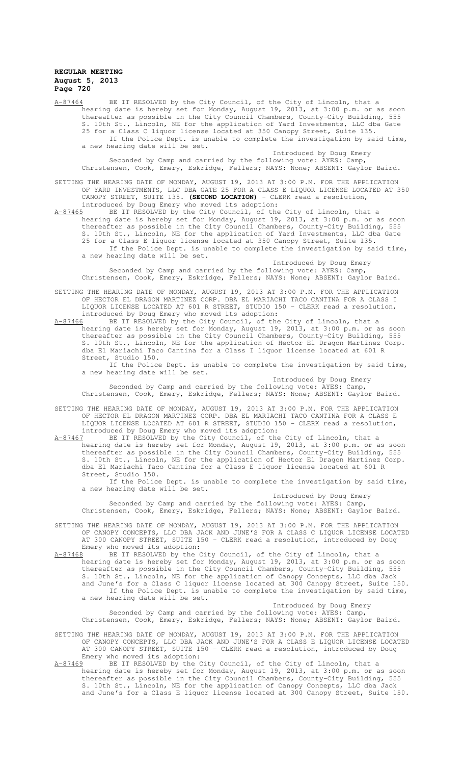A-87464 BE IT RESOLVED by the City Council, of the City of Lincoln, that a hearing date is hereby set for Monday, August 19, 2013, at 3:00 p.m. or as soon thereafter as possible in the City Council Chambers, County-City Building, 555 S. 10th St., Lincoln, NE for the application of Yard Investments, LLC dba Gate 25 for a Class C liquor license located at 350 Canopy Street, Suite 135.

If the Police Dept. is unable to complete the investigation by said time, a new hearing date will be set.

Introduced by Doug Emery

Seconded by Camp and carried by the following vote: AYES: Camp, Christensen, Cook, Emery, Eskridge, Fellers; NAYS: None; ABSENT: Gaylor Baird.

SETTING THE HEARING DATE OF MONDAY, AUGUST 19, 2013 AT 3:00 P.M. FOR THE APPLICATION OF YARD INVESTMENTS, LLC DBA GATE 25 FOR A CLASS E LIQUOR LICENSE LOCATED AT 350 CANOPY STREET, SUITE 135. **(SECOND LOCATION)** - CLERK read a resolution, introduced by Doug Emery who moved its adoption:

A-87465 BE IT RESOLVED by the City Council, of the City of Lincoln, that a hearing date is hereby set for Monday, August 19, 2013, at 3:00 p.m. or as soon thereafter as possible in the City Council Chambers, County-City Building, 555 S. 10th St., Lincoln, NE for the application of Yard Investments, LLC dba Gate 25 for a Class E liquor license located at 350 Canopy Street, Suite 135.

If the Police Dept. is unable to complete the investigation by said time, a new hearing date will be set.

Introduced by Doug Emery

Seconded by Camp and carried by the following vote: AYES: Camp, Christensen, Cook, Emery, Eskridge, Fellers; NAYS: None; ABSENT: Gaylor Baird.

SETTING THE HEARING DATE OF MONDAY, AUGUST 19, 2013 AT 3:00 P.M. FOR THE APPLICATION OF HECTOR EL DRAGON MARTINEZ CORP. DBA EL MARIACHI TACO CANTINA FOR A CLASS I LIQUOR LICENSE LOCATED AT 601 R STREET, STUDIO 150 - CLERK read a resolution, introduced by Doug Emery who moved its adoption:

A-87466 BE IT RESOLVED by the City Council, of the City of Lincoln, that a hearing date is hereby set for Monday, August 19, 2013, at 3:00 p.m. or as soon thereafter as possible in the City Council Chambers, County-City Building, 555 S. 10th St., Lincoln, NE for the application of Hector El Dragon Martinez Corp. dba El Mariachi Taco Cantina for a Class I liquor license located at 601 R Street, Studio 150.

If the Police Dept. is unable to complete the investigation by said time, a new hearing date will be set.

Introduced by Doug Emery

Seconded by Camp and carried by the following vote: AYES: Camp, Christensen, Cook, Emery, Eskridge, Fellers; NAYS: None; ABSENT: Gaylor Baird.

SETTING THE HEARING DATE OF MONDAY, AUGUST 19, 2013 AT 3:00 P.M. FOR THE APPLICATION OF HECTOR EL DRAGON MARTINEZ CORP. DBA EL MARIACHI TACO CANTINA FOR A CLASS E LIQUOR LICENSE LOCATED AT 601 R STREET, STUDIO 150 - CLERK read a resolution, introduced by Doug Emery who moved its adoption:

A-87467 BE IT RESOLVED by the City Council, of the City of Lincoln, that a hearing date is hereby set for Monday, August 19, 2013, at 3:00 p.m. or as soon thereafter as possible in the City Council Chambers, County-City Building, 555 S. 10th St., Lincoln, NE for the application of Hector El Dragon Martinez Corp. dba El Mariachi Taco Cantina for a Class E liquor license located at 601 R Street, Studio 150.

If the Police Dept. is unable to complete the investigation by said time, a new hearing date will be set.

Introduced by Doug Emery

Seconded by Camp and carried by the following vote: AYES: Camp, Christensen, Cook, Emery, Eskridge, Fellers; NAYS: None; ABSENT: Gaylor Baird.

SETTING THE HEARING DATE OF MONDAY, AUGUST 19, 2013 AT 3:00 P.M. FOR THE APPLICATION OF CANOPY CONCEPTS, LLC DBA JACK AND JUNE'S FOR A CLASS C LIQUOR LICENSE LOCATED AT 300 CANOPY STREET, SUITE 150 - CLERK read a resolution, introduced by Doug Emery who moved its adoption:

A-87468 BE IT RESOLVED by the City Council, of the City of Lincoln, that a hearing date is hereby set for Monday, August 19, 2013, at 3:00 p.m. or as soon thereafter as possible in the City Council Chambers, County-City Building, 555 S. 10th St., Lincoln, NE for the application of Canopy Concepts, LLC dba Jack and June's for a Class C liquor license located at 300 Canopy Street, Suite 150.

If the Police Dept. is unable to complete the investigation by said time, a new hearing date will be set.

Introduced by Doug Emery

Seconded by Camp and carried by the following vote: AYES: Camp, Christensen, Cook, Emery, Eskridge, Fellers; NAYS: None; ABSENT: Gaylor Baird.

SETTING THE HEARING DATE OF MONDAY, AUGUST 19, 2013 AT 3:00 P.M. FOR THE APPLICATION OF CANOPY CONCEPTS, LLC DBA JACK AND JUNE'S FOR A CLASS E LIQUOR LICENSE LOCATED AT 300 CANOPY STREET, SUITE 150 - CLERK read a resolution, introduced by Doug Emery who moved its adoption:

A-87469 BE IT RESOLVED by the City Council, of the City of Lincoln, that a hearing date is hereby set for Monday, August 19, 2013, at 3:00 p.m. or as soon thereafter as possible in the City Council Chambers, County-City Building, 555 S. 10th St., Lincoln, NE for the application of Canopy Concepts, LLC dba Jack and June's for a Class E liquor license located at 300 Canopy Street, Suite 150.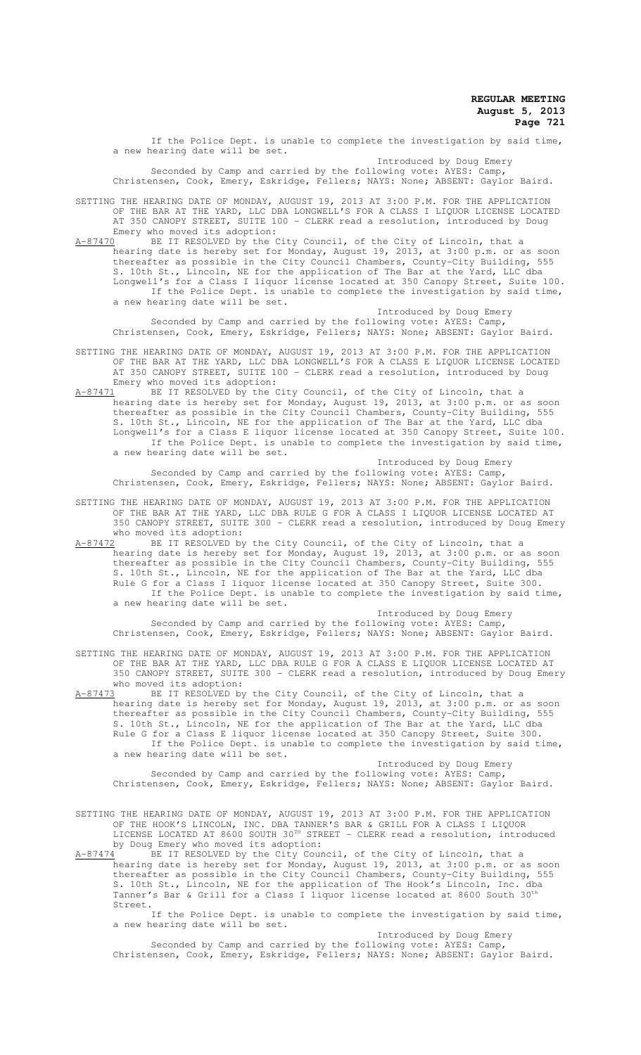If the Police Dept. is unable to complete the investigation by said time, a new hearing date will be set.

Introduced by Doug Emery

Seconded by Camp and carried by the following vote: AYES: Camp, Christensen, Cook, Emery, Eskridge, Fellers; NAYS: None; ABSENT: Gaylor Baird.

SETTING THE HEARING DATE OF MONDAY, AUGUST 19, 2013 AT 3:00 P.M. FOR THE APPLICATION OF THE BAR AT THE YARD, LLC DBA LONGWELL'S FOR A CLASS I LIQUOR LICENSE LOCATED AT 350 CANOPY STREET, SUITE 100 - CLERK read a resolution, introduced by Doug Emery who moved its adoption:

A-87470 BE IT RESOLVED by the City Council, of the City of Lincoln, that a hearing date is hereby set for Monday, August 19, 2013, at 3:00 p.m. or as soon thereafter as possible in the City Council Chambers, County-City Building, 555 S. 10th St., Lincoln, NE for the application of The Bar at the Yard, LLC dba Longwell's for a Class I liquor license located at 350 Canopy Street, Suite 100.

If the Police Dept. is unable to complete the investigation by said time, a new hearing date will be set.

Introduced by Doug Emery

Seconded by Camp and carried by the following vote: AYES: Camp, Christensen, Cook, Emery, Eskridge, Fellers; NAYS: None; ABSENT: Gaylor Baird.

SETTING THE HEARING DATE OF MONDAY, AUGUST 19, 2013 AT 3:00 P.M. FOR THE APPLICATION OF THE BAR AT THE YARD, LLC DBA LONGWELL'S FOR A CLASS E LIQUOR LICENSE LOCATED AT 350 CANOPY STREET, SUITE 100 - CLERK read a resolution, introduced by Doug Emery who moved its adoption:

A-87471 BE IT RESOLVED by the City Council, of the City of Lincoln, that a hearing date is hereby set for Monday, August 19, 2013, at 3:00 p.m. or as soon thereafter as possible in the City Council Chambers, County-City Building, 555 S. 10th St., Lincoln, NE for the application of The Bar at the Yard, LLC dba Longwell's for a Class E liquor license located at 350 Canopy Street, Suite 100.

If the Police Dept. is unable to complete the investigation by said time, a new hearing date will be set.

Introduced by Doug Emery

Seconded by Camp and carried by the following vote: AYES: Camp, Christensen, Cook, Emery, Eskridge, Fellers; NAYS: None; ABSENT: Gaylor Baird.

SETTING THE HEARING DATE OF MONDAY, AUGUST 19, 2013 AT 3:00 P.M. FOR THE APPLICATION OF THE BAR AT THE YARD, LLC DBA RULE G FOR A CLASS I LIQUOR LICENSE LOCATED AT 350 CANOPY STREET, SUITE 300 - CLERK read a resolution, introduced by Doug Emery who moved its adoption:

A-87472 BE IT RESOLVED by the City Council, of the City of Lincoln, that a hearing date is hereby set for Monday, August 19, 2013, at 3:00 p.m. or as soon thereafter as possible in the City Council Chambers, County-City Building, 555 S. 10th St., Lincoln, NE for the application of The Bar at the Yard, LLC dba Rule G for a Class I liquor license located at 350 Canopy Street, Suite 300.

If the Police Dept. is unable to complete the investigation by said time, a new hearing date will be set.

Introduced by Doug Emery

Seconded by Camp and carried by the following vote: AYES: Camp, Christensen, Cook, Emery, Eskridge, Fellers; NAYS: None; ABSENT: Gaylor Baird.

SETTING THE HEARING DATE OF MONDAY, AUGUST 19, 2013 AT 3:00 P.M. FOR THE APPLICATION OF THE BAR AT THE YARD, LLC DBA RULE G FOR A CLASS E LIQUOR LICENSE LOCATED AT 350 CANOPY STREET, SUITE 300 - CLERK read a resolution, introduced by Doug Emery who moved its adoption:

A-87473 BE IT RESOLVED by the City Council, of the City of Lincoln, that a hearing date is hereby set for Monday, August 19, 2013, at 3:00 p.m. or as soon thereafter as possible in the City Council Chambers, County-City Building, 555 S. 10th St., Lincoln, NE for the application of The Bar at the Yard, LLC dba Rule G for a Class E liquor license located at 350 Canopy Street, Suite 300.

If the Police Dept. is unable to complete the investigation by said time, a new hearing date will be set.

Introduced by Doug Emery

Seconded by Camp and carried by the following vote: AYES: Camp, Christensen, Cook, Emery, Eskridge, Fellers; NAYS: None; ABSENT: Gaylor Baird.

SETTING THE HEARING DATE OF MONDAY, AUGUST 19, 2013 AT 3:00 P.M. FOR THE APPLICATION OF THE HOOK'S LINCOLN, INC. DBA TANNER'S BAR & GRILL FOR A CLASS I LIQUOR LICENSE LOCATED AT 8600 SOUTH 30TH STREET - CLERK read a resolution, introduced by Doug Emery who moved its adoption:

A-87474 BE IT RESOLVED by the City Council, of the City of Lincoln, that a hearing date is hereby set for Monday, August 19, 2013, at 3:00 p.m. or as soon thereafter as possible in the City Council Chambers, County-City Building, 555 S. 10th St., Lincoln, NE for the application of The Hook's Lincoln, Inc. dba Tanner's Bar & Grill for a Class I liquor license located at 8600 South 30th Street.

If the Police Dept. is unable to complete the investigation by said time, a new hearing date will be set.

Introduced by Doug Emery

Seconded by Camp and carried by the following vote: AYES: Camp, Christensen, Cook, Emery, Eskridge, Fellers; NAYS: None; ABSENT: Gaylor Baird.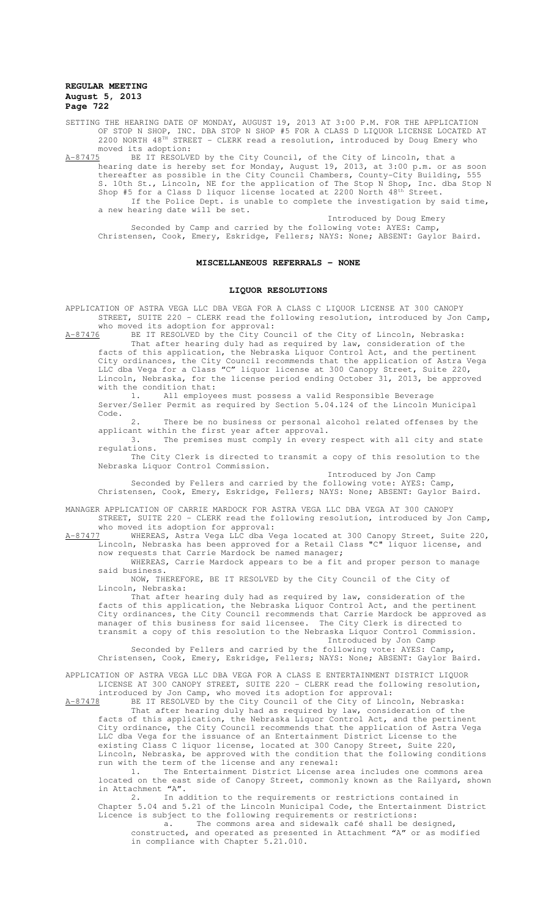SETTING THE HEARING DATE OF MONDAY, AUGUST 19, 2013 AT 3:00 P.M. FOR THE APPLICATION OF STOP N SHOP, INC. DBA STOP N SHOP #5 FOR A CLASS D LIQUOR LICENSE LOCATED AT 2200 NORTH 48TH STREET - CLERK read a resolution, introduced by Doug Emery who moved its adoption:

A-87475 BE IT RESOLVED by the City Council, of the City of Lincoln, that a hearing date is hereby set for Monday, August 19, 2013, at 3:00 p.m. or as soon thereafter as possible in the City Council Chambers, County-City Building, 555 S. 10th St., Lincoln, NE for the application of The Stop N Shop, Inc. dba Stop N Shop #5 for a Class D liquor license located at 2200 North 48th Street.

If the Police Dept. is unable to complete the investigation by said time, a new hearing date will be set.

Introduced by Doug Emery

Seconded by Camp and carried by the following vote: AYES: Camp, Christensen, Cook, Emery, Eskridge, Fellers; NAYS: None; ABSENT: Gaylor Baird.

## MISCELLANEOUS REFERRALS - NONE

## LIQUOR RESOLUTIONS

APPLICATION OF ASTRA VEGA LLC DBA VEGA FOR A CLASS C LIQUOR LICENSE AT 300 CANOPY STREET, SUITE 220 - CLERK read the following resolution, introduced by Jon Camp, who moved its adoption for approval:

A-87476 BE IT RESOLVED by the City Council of the City of Lincoln, Nebraska:

That after hearing duly had as required by law, consideration of the facts of this application, the Nebraska Liquor Control Act, and the pertinent City ordinances, the City Council recommends that the application of Astra Vega LLC dba Vega for a Class "C" liquor license at 300 Canopy Street, Suite 220, Lincoln, Nebraska, for the license period ending October 31, 2013, be approved with the condition that:

1. All employees must possess a valid Responsible Beverage Server/Seller Permit as required by Section 5.04.124 of the Lincoln Municipal Code.
2. There be no business or personal alcohol related offenses by the applicant within the first year after approval.
3. The premises must comply in every respect with all city and state regulations.

The City Clerk is directed to transmit a copy of this resolution to the Nebraska Liquor Control Commission.

Introduced by Jon Camp

Seconded by Fellers and carried by the following vote: AYES: Camp, Christensen, Cook, Emery, Eskridge, Fellers; NAYS: None; ABSENT: Gaylor Baird.

MANAGER APPLICATION OF CARRIE MARDOCK FOR ASTRA VEGA LLC DBA VEGA AT 300 CANOPY STREET, SUITE 220 - CLERK read the following resolution, introduced by Jon Camp, who moved its adoption for approval:

A-87477 WHEREAS, Astra Vega LLC dba Vega located at 300 Canopy Street, Suite 220, Lincoln, Nebraska has been approved for a Retail Class "C" liquor license, and now requests that Carrie Mardock be named manager;

WHEREAS, Carrie Mardock appears to be a fit and proper person to manage said business.

NOW, THEREFORE, BE IT RESOLVED by the City Council of the City of Lincoln, Nebraska:

That after hearing duly had as required by law, consideration of the facts of this application, the Nebraska Liquor Control Act, and the pertinent City ordinances, the City Council recommends that Carrie Mardock be approved as manager of this business for said licensee. The City Clerk is directed to transmit a copy of this resolution to the Nebraska Liquor Control Commission.

Introduced by Jon Camp

Seconded by Fellers and carried by the following vote: AYES: Camp, Christensen, Cook, Emery, Eskridge, Fellers; NAYS: None; ABSENT: Gaylor Baird.

APPLICATION OF ASTRA VEGA LLC DBA VEGA FOR A CLASS E ENTERTAINMENT DISTRICT LIQUOR LICENSE AT 300 CANOPY STREET, SUITE 220 - CLERK read the following resolution, introduced by Jon Camp, who moved its adoption for approval:

A-87478 BE IT RESOLVED by the City Council of the City of Lincoln, Nebraska:

That after hearing duly had as required by law, consideration of the facts of this application, the Nebraska Liquor Control Act, and the pertinent City ordinance, the City Council recommends that the application of Astra Vega LLC dba Vega for the issuance of an Entertainment District License to the existing Class C liquor license, located at 300 Canopy Street, Suite 220, Lincoln, Nebraska, be approved with the condition that the following conditions run with the term of the license and any renewal:

1. The Entertainment District License area includes one commons area located on the east side of Canopy Street, commonly known as the Railyard, shown in Attachment "A".
2. In addition to the requirements or restrictions contained in Chapter 5.04 and 5.21 of the Lincoln Municipal Code, the Entertainment District Licence is subject to the following requirements or restrictions:
   a. The commons area and sidewalk café shall be designed, constructed, and operated as presented in Attachment "A" or as modified in compliance with Chapter 5.21.010.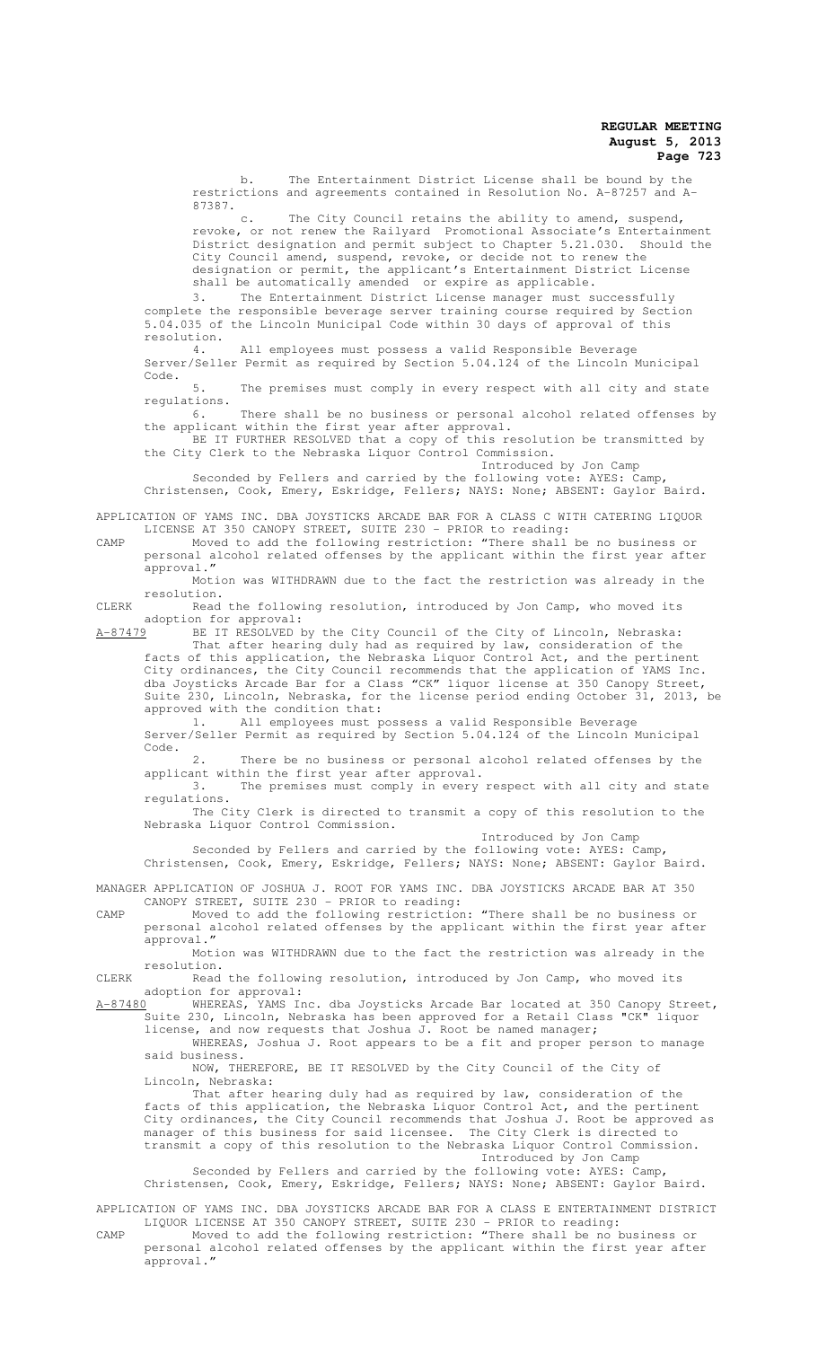b. The Entertainment District License shall be bound by the restrictions and agreements contained in Resolution No. A-87257 and A-87387.

c. The City Council retains the ability to amend, suspend, revoke, or not renew the Railyard Promotional Associate's Entertainment District designation and permit subject to Chapter 5.21.030. Should the City Council amend, suspend, revoke, or decide not to renew the designation or permit, the applicant's Entertainment District License shall be automatically amended or expire as applicable.

3. The Entertainment District License manager must successfully complete the responsible beverage server training course required by Section 5.04.035 of the Lincoln Municipal Code within 30 days of approval of this resolution.

4. All employees must possess a valid Responsible Beverage Server/Seller Permit as required by Section 5.04.124 of the Lincoln Municipal Code.

5. The premises must comply in every respect with all city and state regulations.

6. There shall be no business or personal alcohol related offenses by the applicant within the first year after approval.

BE IT FURTHER RESOLVED that a copy of this resolution be transmitted by the City Clerk to the Nebraska Liquor Control Commission.

Introduced by Jon Camp

Seconded by Fellers and carried by the following vote: AYES: Camp, Christensen, Cook, Emery, Eskridge, Fellers; NAYS: None; ABSENT: Gaylor Baird.

APPLICATION OF YAMS INC. DBA JOYSTICKS ARCADE BAR FOR A CLASS C WITH CATERING LIQUOR LICENSE AT 350 CANOPY STREET, SUITE 230 - PRIOR to reading:

CAMP Moved to add the following restriction: "There shall be no business or personal alcohol related offenses by the applicant within the first year after approval."

Motion was WITHDRAWN due to the fact the restriction was already in the resolution.

CLERK Read the following resolution, introduced by Jon Camp, who moved its adoption for approval:

A-87479 BE IT RESOLVED by the City Council of the City of Lincoln, Nebraska:

That after hearing duly had as required by law, consideration of the facts of this application, the Nebraska Liquor Control Act, and the pertinent City ordinances, the City Council recommends that the application of YAMS Inc. dba Joysticks Arcade Bar for a Class "CK" liquor license at 350 Canopy Street, Suite 230, Lincoln, Nebraska, for the license period ending October 31, 2013, be approved with the condition that:

1. All employees must possess a valid Responsible Beverage Server/Seller Permit as required by Section 5.04.124 of the Lincoln Municipal Code.

2. There be no business or personal alcohol related offenses by the applicant within the first year after approval.

3. The premises must comply in every respect with all city and state regulations.

The City Clerk is directed to transmit a copy of this resolution to the Nebraska Liquor Control Commission.

Introduced by Jon Camp

Seconded by Fellers and carried by the following vote: AYES: Camp, Christensen, Cook, Emery, Eskridge, Fellers; NAYS: None; ABSENT: Gaylor Baird.

MANAGER APPLICATION OF JOSHUA J. ROOT FOR YAMS INC. DBA JOYSTICKS ARCADE BAR AT 350 CANOPY STREET, SUITE 230 - PRIOR to reading:

CAMP Moved to add the following restriction: "There shall be no business or personal alcohol related offenses by the applicant within the first year after approval."

Motion was WITHDRAWN due to the fact the restriction was already in the resolution.

CLERK Read the following resolution, introduced by Jon Camp, who moved its adoption for approval:

A-87480 WHEREAS, YAMS Inc. dba Joysticks Arcade Bar located at 350 Canopy Street, Suite 230, Lincoln, Nebraska has been approved for a Retail Class "CK" liquor license, and now requests that Joshua J. Root be named manager;

WHEREAS, Joshua J. Root appears to be a fit and proper person to manage said business.

NOW, THEREFORE, BE IT RESOLVED by the City Council of the City of Lincoln, Nebraska:

That after hearing duly had as required by law, consideration of the facts of this application, the Nebraska Liquor Control Act, and the pertinent City ordinances, the City Council recommends that Joshua J. Root be approved as manager of this business for said licensee. The City Clerk is directed to transmit a copy of this resolution to the Nebraska Liquor Control Commission.

Introduced by Jon Camp

Seconded by Fellers and carried by the following vote: AYES: Camp, Christensen, Cook, Emery, Eskridge, Fellers; NAYS: None; ABSENT: Gaylor Baird.

APPLICATION OF YAMS INC. DBA JOYSTICKS ARCADE BAR FOR A CLASS E ENTERTAINMENT DISTRICT LIQUOR LICENSE AT 350 CANOPY STREET, SUITE 230 - PRIOR to reading:

CAMP Moved to add the following restriction: "There shall be no business or personal alcohol related offenses by the applicant within the first year after approval."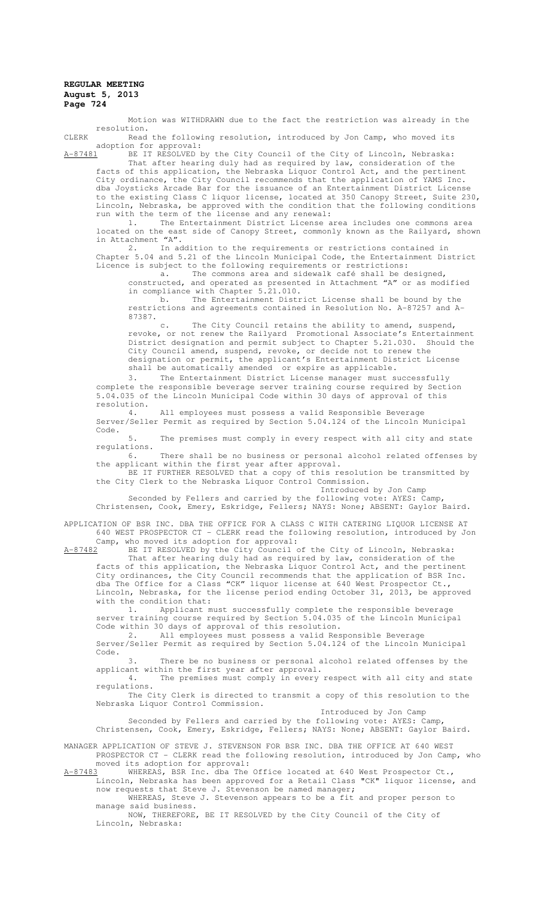Motion was WITHDRAWN due to the fact the restriction was already in the resolution.

CLERK Read the following resolution, introduced by Jon Camp, who moved its adoption for approval:

A-87481 BE IT RESOLVED by the City Council of the City of Lincoln, Nebraska:

That after hearing duly had as required by law, consideration of the facts of this application, the Nebraska Liquor Control Act, and the pertinent City ordinance, the City Council recommends that the application of YAMS Inc. dba Joysticks Arcade Bar for the issuance of an Entertainment District License to the existing Class C liquor license, located at 350 Canopy Street, Suite 230, Lincoln, Nebraska, be approved with the condition that the following conditions run with the term of the license and any renewal:

1. The Entertainment District License area includes one commons area located on the east side of Canopy Street, commonly known as the Railyard, shown in Attachment "A".

2. In addition to the requirements or restrictions contained in Chapter 5.04 and 5.21 of the Lincoln Municipal Code, the Entertainment District Licence is subject to the following requirements or restrictions:

a. The commons area and sidewalk café shall be designed, constructed, and operated as presented in Attachment "A" or as modified in compliance with Chapter 5.21.010.

b. The Entertainment District License shall be bound by the restrictions and agreements contained in Resolution No. A-87257 and A-87387.

c. The City Council retains the ability to amend, suspend, revoke, or not renew the Railyard Promotional Associate's Entertainment District designation and permit subject to Chapter 5.21.030. Should the City Council amend, suspend, revoke, or decide not to renew the designation or permit, the applicant's Entertainment District License shall be automatically amended or expire as applicable.

3. The Entertainment District License manager must successfully complete the responsible beverage server training course required by Section 5.04.035 of the Lincoln Municipal Code within 30 days of approval of this resolution.

4. All employees must possess a valid Responsible Beverage Server/Seller Permit as required by Section 5.04.124 of the Lincoln Municipal Code.

5. The premises must comply in every respect with all city and state regulations.

6. There shall be no business or personal alcohol related offenses by the applicant within the first year after approval.

BE IT FURTHER RESOLVED that a copy of this resolution be transmitted by the City Clerk to the Nebraska Liquor Control Commission.

Introduced by Jon Camp

Seconded by Fellers and carried by the following vote: AYES: Camp, Christensen, Cook, Emery, Eskridge, Fellers; NAYS: None; ABSENT: Gaylor Baird.

APPLICATION OF BSR INC. DBA THE OFFICE FOR A CLASS C WITH CATERING LIQUOR LICENSE AT 640 WEST PROSPECTOR CT - CLERK read the following resolution, introduced by Jon Camp, who moved its adoption for approval:

A-87482 BE IT RESOLVED by the City Council of the City of Lincoln, Nebraska:

That after hearing duly had as required by law, consideration of the facts of this application, the Nebraska Liquor Control Act, and the pertinent City ordinances, the City Council recommends that the application of BSR Inc. dba The Office for a Class "CK" liquor license at 640 West Prospector Ct., Lincoln, Nebraska, for the license period ending October 31, 2013, be approved with the condition that:

1. Applicant must successfully complete the responsible beverage server training course required by Section 5.04.035 of the Lincoln Municipal Code within 30 days of approval of this resolution.

2. All employees must possess a valid Responsible Beverage Server/Seller Permit as required by Section 5.04.124 of the Lincoln Municipal Code.

3. There be no business or personal alcohol related offenses by the applicant within the first year after approval.

4. The premises must comply in every respect with all city and state regulations.

The City Clerk is directed to transmit a copy of this resolution to the Nebraska Liquor Control Commission.

Introduced by Jon Camp

Seconded by Fellers and carried by the following vote: AYES: Camp, Christensen, Cook, Emery, Eskridge, Fellers; NAYS: None; ABSENT: Gaylor Baird.

MANAGER APPLICATION OF STEVE J. STEVENSON FOR BSR INC. DBA THE OFFICE AT 640 WEST PROSPECTOR CT - CLERK read the following resolution, introduced by Jon Camp, who moved its adoption for approval:

A-87483 WHEREAS, BSR Inc. dba The Office located at 640 West Prospector Ct., Lincoln, Nebraska has been approved for a Retail Class "CK" liquor license, and now requests that Steve J. Stevenson be named manager;

WHEREAS, Steve J. Stevenson appears to be a fit and proper person to manage said business.

NOW, THEREFORE, BE IT RESOLVED by the City Council of the City of Lincoln, Nebraska: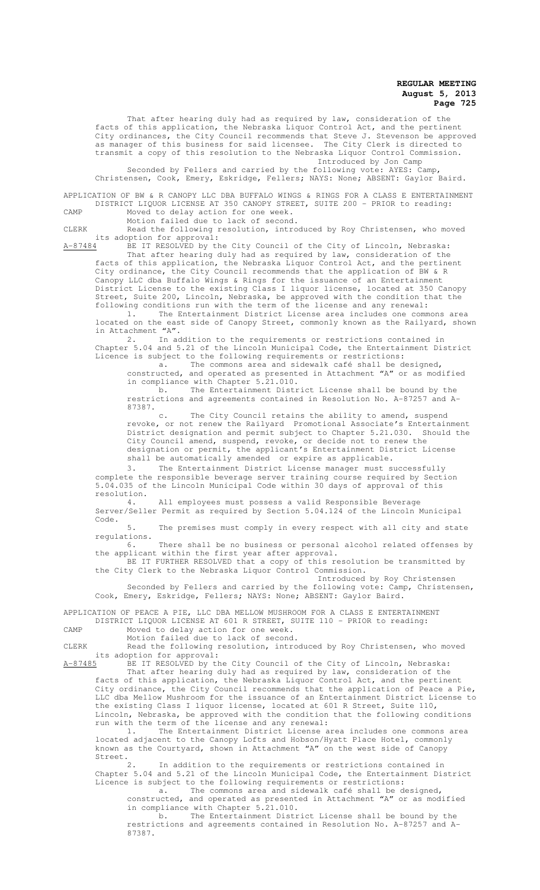That after hearing duly had as required by law, consideration of the facts of this application, the Nebraska Liquor Control Act, and the pertinent City ordinances, the City Council recommends that Steve J. Stevenson be approved as manager of this business for said licensee. The City Clerk is directed to transmit a copy of this resolution to the Nebraska Liquor Control Commission.

Introduced by Jon Camp

Seconded by Fellers and carried by the following vote: AYES: Camp, Christensen, Cook, Emery, Eskridge, Fellers; NAYS: None; ABSENT: Gaylor Baird.

APPLICATION OF BW & R CANOPY LLC DBA BUFFALO WINGS & RINGS FOR A CLASS E ENTERTAINMENT DISTRICT LIQUOR LICENSE AT 350 CANOPY STREET, SUITE 200 - PRIOR to reading:

CAMP Moved to delay action for one week.

Motion failed due to lack of second.

CLERK Read the following resolution, introduced by Roy Christensen, who moved its adoption for approval:

A-87484 BE IT RESOLVED by the City Council of the City of Lincoln, Nebraska:

That after hearing duly had as required by law, consideration of the facts of this application, the Nebraska Liquor Control Act, and the pertinent City ordinance, the City Council recommends that the application of BW & R Canopy LLC dba Buffalo Wings & Rings for the issuance of an Entertainment District License to the existing Class I liquor license, located at 350 Canopy Street, Suite 200, Lincoln, Nebraska, be approved with the condition that the following conditions run with the term of the license and any renewal:

1. The Entertainment District License area includes one commons area located on the east side of Canopy Street, commonly known as the Railyard, shown in Attachment "A".

2. In addition to the requirements or restrictions contained in Chapter 5.04 and 5.21 of the Lincoln Municipal Code, the Entertainment District Licence is subject to the following requirements or restrictions:

a. The commons area and sidewalk café shall be designed, constructed, and operated as presented in Attachment "A" or as modified in compliance with Chapter 5.21.010.

b. The Entertainment District License shall be bound by the restrictions and agreements contained in Resolution No. A-87257 and A-87387.

c. The City Council retains the ability to amend, suspend revoke, or not renew the Railyard Promotional Associate's Entertainment District designation and permit subject to Chapter 5.21.030. Should the City Council amend, suspend, revoke, or decide not to renew the designation or permit, the applicant's Entertainment District License shall be automatically amended or expire as applicable.

3. The Entertainment District License manager must successfully complete the responsible beverage server training course required by Section 5.04.035 of the Lincoln Municipal Code within 30 days of approval of this resolution.

4. All employees must possess a valid Responsible Beverage Server/Seller Permit as required by Section 5.04.124 of the Lincoln Municipal Code.

5. The premises must comply in every respect with all city and state regulations.

6. There shall be no business or personal alcohol related offenses by the applicant within the first year after approval.

BE IT FURTHER RESOLVED that a copy of this resolution be transmitted by the City Clerk to the Nebraska Liquor Control Commission.

Introduced by Roy Christensen

Seconded by Fellers and carried by the following vote: AYES: Camp, Christensen, Cook, Emery, Eskridge, Fellers; NAYS: None; ABSENT: Gaylor Baird.

APPLICATION OF PEACE A PIE, LLC DBA MELLOW MUSHROOM FOR A CLASS E ENTERTAINMENT DISTRICT LIQUOR LICENSE AT 601 R STREET, SUITE 110 - PRIOR to reading:

CAMP Moved to delay action for one week.

Motion failed due to lack of second.

CLERK Read the following resolution, introduced by Roy Christensen, who moved its adoption for approval:

A-87485 BE IT RESOLVED by the City Council of the City of Lincoln, Nebraska:

That after hearing duly had as required by law, consideration of the facts of this application, the Nebraska Liquor Control Act, and the pertinent City ordinance, the City Council recommends that the application of Peace a Pie, LLC dba Mellow Mushroom for the issuance of an Entertainment District License to the existing Class I liquor license, located at 601 R Street, Suite 110, Lincoln, Nebraska, be approved with the condition that the following conditions run with the term of the license and any renewal:

1. The Entertainment District License area includes one commons area located adjacent to the Canopy Lofts and Hobson/Hyatt Place Hotel, commonly known as the Courtyard, shown in Attachment "A" on the west side of Canopy Street.

2. In addition to the requirements or restrictions contained in Chapter 5.04 and 5.21 of the Lincoln Municipal Code, the Entertainment District Licence is subject to the following requirements or restrictions:

a. The commons area and sidewalk café shall be designed, constructed, and operated as presented in Attachment "A" or as modified in compliance with Chapter 5.21.010.

b. The Entertainment District License shall be bound by the restrictions and agreements contained in Resolution No. A-87257 and A-87387.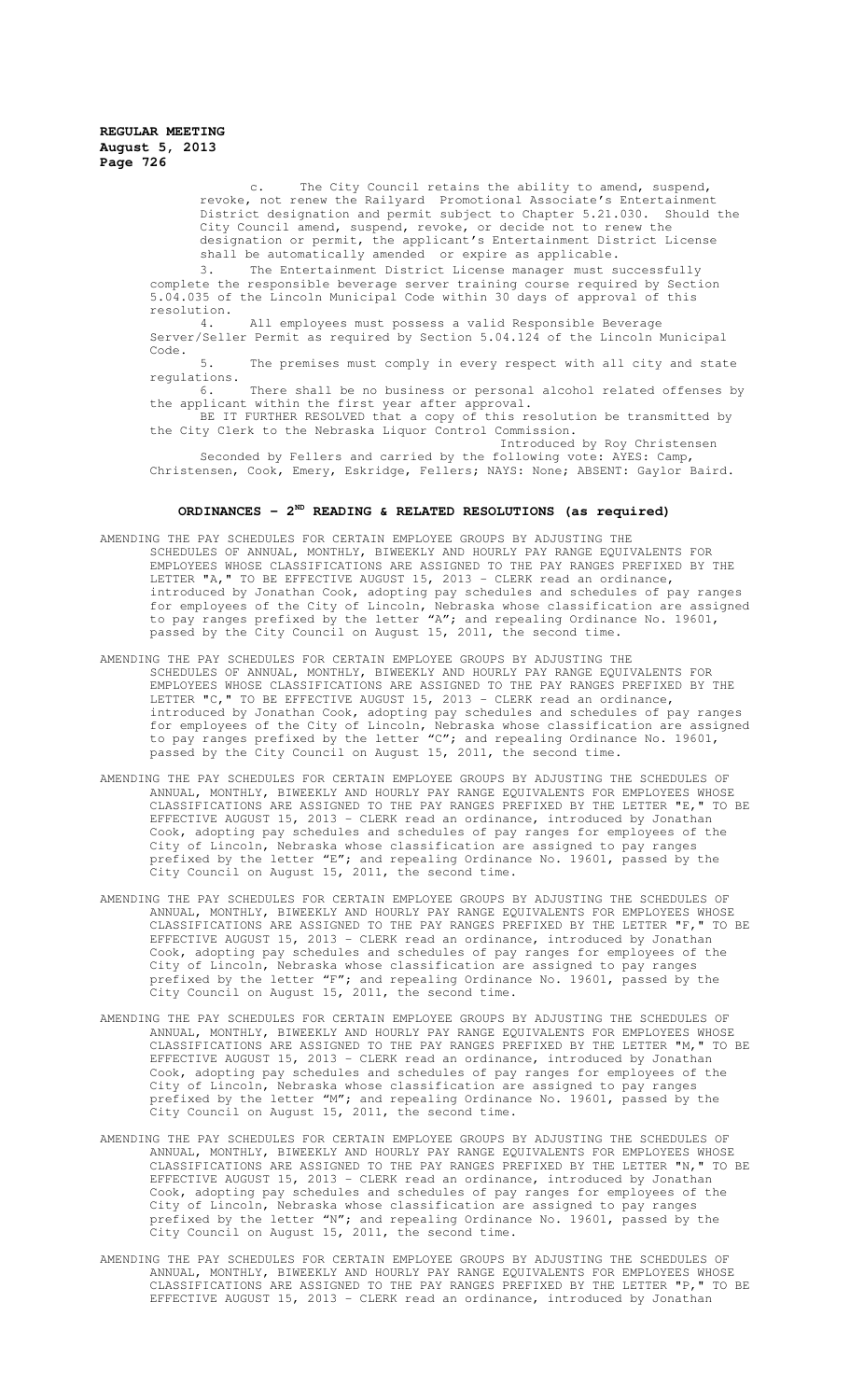c. The City Council retains the ability to amend, suspend, revoke, not renew the Railyard Promotional Associate's Entertainment District designation and permit subject to Chapter 5.21.030. Should the City Council amend, suspend, revoke, or decide not to renew the designation or permit, the applicant's Entertainment District License shall be automatically amended or expire as applicable.

3. The Entertainment District License manager must successfully complete the responsible beverage server training course required by Section 5.04.035 of the Lincoln Municipal Code within 30 days of approval of this resolution.

4. All employees must possess a valid Responsible Beverage Server/Seller Permit as required by Section 5.04.124 of the Lincoln Municipal Code.

5. The premises must comply in every respect with all city and state regulations.

6. There shall be no business or personal alcohol related offenses by the applicant within the first year after approval.

BE IT FURTHER RESOLVED that a copy of this resolution be transmitted by the City Clerk to the Nebraska Liquor Control Commission.

Introduced by Roy Christensen

Seconded by Fellers and carried by the following vote: AYES: Camp, Christensen, Cook, Emery, Eskridge, Fellers; NAYS: None; ABSENT: Gaylor Baird.

## ORDINANCES - 2ND READING & RELATED RESOLUTIONS (as required)

AMENDING THE PAY SCHEDULES FOR CERTAIN EMPLOYEE GROUPS BY ADJUSTING THE SCHEDULES OF ANNUAL, MONTHLY, BIWEEKLY AND HOURLY PAY RANGE EQUIVALENTS FOR EMPLOYEES WHOSE CLASSIFICATIONS ARE ASSIGNED TO THE PAY RANGES PREFIXED BY THE LETTER "A," TO BE EFFECTIVE AUGUST 15, 2013 - CLERK read an ordinance, introduced by Jonathan Cook, adopting pay schedules and schedules of pay ranges for employees of the City of Lincoln, Nebraska whose classification are assigned to pay ranges prefixed by the letter "A"; and repealing Ordinance No. 19601, passed by the City Council on August 15, 2011, the second time.

AMENDING THE PAY SCHEDULES FOR CERTAIN EMPLOYEE GROUPS BY ADJUSTING THE SCHEDULES OF ANNUAL, MONTHLY, BIWEEKLY AND HOURLY PAY RANGE EQUIVALENTS FOR EMPLOYEES WHOSE CLASSIFICATIONS ARE ASSIGNED TO THE PAY RANGES PREFIXED BY THE LETTER "C," TO BE EFFECTIVE AUGUST 15, 2013 - CLERK read an ordinance, introduced by Jonathan Cook, adopting pay schedules and schedules of pay ranges for employees of the City of Lincoln, Nebraska whose classification are assigned to pay ranges prefixed by the letter "C"; and repealing Ordinance No. 19601, passed by the City Council on August 15, 2011, the second time.

AMENDING THE PAY SCHEDULES FOR CERTAIN EMPLOYEE GROUPS BY ADJUSTING THE SCHEDULES OF ANNUAL, MONTHLY, BIWEEKLY AND HOURLY PAY RANGE EQUIVALENTS FOR EMPLOYEES WHOSE CLASSIFICATIONS ARE ASSIGNED TO THE PAY RANGES PREFIXED BY THE LETTER "E," TO BE EFFECTIVE AUGUST 15, 2013 - CLERK read an ordinance, introduced by Jonathan Cook, adopting pay schedules and schedules of pay ranges for employees of the City of Lincoln, Nebraska whose classification are assigned to pay ranges prefixed by the letter "E"; and repealing Ordinance No. 19601, passed by the City Council on August 15, 2011, the second time.

AMENDING THE PAY SCHEDULES FOR CERTAIN EMPLOYEE GROUPS BY ADJUSTING THE SCHEDULES OF ANNUAL, MONTHLY, BIWEEKLY AND HOURLY PAY RANGE EQUIVALENTS FOR EMPLOYEES WHOSE CLASSIFICATIONS ARE ASSIGNED TO THE PAY RANGES PREFIXED BY THE LETTER "F," TO BE EFFECTIVE AUGUST 15, 2013 - CLERK read an ordinance, introduced by Jonathan Cook, adopting pay schedules and schedules of pay ranges for employees of the City of Lincoln, Nebraska whose classification are assigned to pay ranges prefixed by the letter "F"; and repealing Ordinance No. 19601, passed by the City Council on August 15, 2011, the second time.

AMENDING THE PAY SCHEDULES FOR CERTAIN EMPLOYEE GROUPS BY ADJUSTING THE SCHEDULES OF ANNUAL, MONTHLY, BIWEEKLY AND HOURLY PAY RANGE EQUIVALENTS FOR EMPLOYEES WHOSE CLASSIFICATIONS ARE ASSIGNED TO THE PAY RANGES PREFIXED BY THE LETTER "M," TO BE EFFECTIVE AUGUST 15, 2013 - CLERK read an ordinance, introduced by Jonathan Cook, adopting pay schedules and schedules of pay ranges for employees of the City of Lincoln, Nebraska whose classification are assigned to pay ranges prefixed by the letter "M"; and repealing Ordinance No. 19601, passed by the City Council on August 15, 2011, the second time.

AMENDING THE PAY SCHEDULES FOR CERTAIN EMPLOYEE GROUPS BY ADJUSTING THE SCHEDULES OF ANNUAL, MONTHLY, BIWEEKLY AND HOURLY PAY RANGE EQUIVALENTS FOR EMPLOYEES WHOSE CLASSIFICATIONS ARE ASSIGNED TO THE PAY RANGES PREFIXED BY THE LETTER "N," TO BE EFFECTIVE AUGUST 15, 2013 - CLERK read an ordinance, introduced by Jonathan Cook, adopting pay schedules and schedules of pay ranges for employees of the City of Lincoln, Nebraska whose classification are assigned to pay ranges prefixed by the letter "N"; and repealing Ordinance No. 19601, passed by the City Council on August 15, 2011, the second time.

AMENDING THE PAY SCHEDULES FOR CERTAIN EMPLOYEE GROUPS BY ADJUSTING THE SCHEDULES OF ANNUAL, MONTHLY, BIWEEKLY AND HOURLY PAY RANGE EQUIVALENTS FOR EMPLOYEES WHOSE CLASSIFICATIONS ARE ASSIGNED TO THE PAY RANGES PREFIXED BY THE LETTER "P," TO BE EFFECTIVE AUGUST 15, 2013 - CLERK read an ordinance, introduced by Jonathan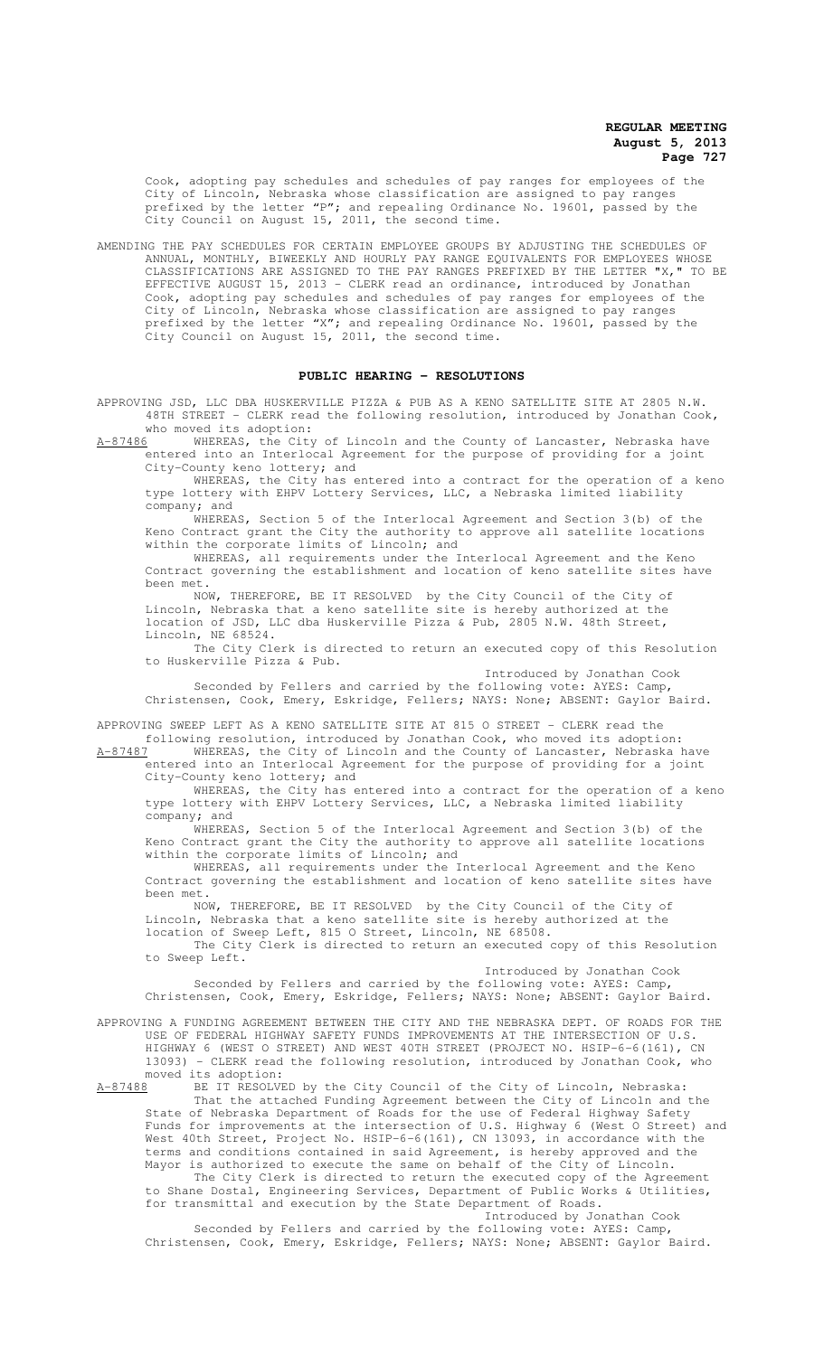Cook, adopting pay schedules and schedules of pay ranges for employees of the City of Lincoln, Nebraska whose classification are assigned to pay ranges prefixed by the letter "P"; and repealing Ordinance No. 19601, passed by the City Council on August 15, 2011, the second time.

AMENDING THE PAY SCHEDULES FOR CERTAIN EMPLOYEE GROUPS BY ADJUSTING THE SCHEDULES OF ANNUAL, MONTHLY, BIWEEKLY AND HOURLY PAY RANGE EQUIVALENTS FOR EMPLOYEES WHOSE CLASSIFICATIONS ARE ASSIGNED TO THE PAY RANGES PREFIXED BY THE LETTER "X," TO BE EFFECTIVE AUGUST 15, 2013 - CLERK read an ordinance, introduced by Jonathan Cook, adopting pay schedules and schedules of pay ranges for employees of the City of Lincoln, Nebraska whose classification are assigned to pay ranges prefixed by the letter "X"; and repealing Ordinance No. 19601, passed by the City Council on August 15, 2011, the second time.

## PUBLIC HEARING - RESOLUTIONS

APPROVING JSD, LLC DBA HUSKERVILLE PIZZA & PUB AS A KENO SATELLITE SITE AT 2805 N.W. 48TH STREET - CLERK read the following resolution, introduced by Jonathan Cook, who moved its adoption:

A-87486 WHEREAS, the City of Lincoln and the County of Lancaster, Nebraska have entered into an Interlocal Agreement for the purpose of providing for a joint City-County keno lottery; and

WHEREAS, the City has entered into a contract for the operation of a keno type lottery with EHPV Lottery Services, LLC, a Nebraska limited liability company; and

WHEREAS, Section 5 of the Interlocal Agreement and Section 3(b) of the Keno Contract grant the City the authority to approve all satellite locations within the corporate limits of Lincoln; and

WHEREAS, all requirements under the Interlocal Agreement and the Keno Contract governing the establishment and location of keno satellite sites have been met.

NOW, THEREFORE, BE IT RESOLVED by the City Council of the City of Lincoln, Nebraska that a keno satellite site is hereby authorized at the location of JSD, LLC dba Huskerville Pizza & Pub, 2805 N.W. 48th Street, Lincoln, NE 68524.

The City Clerk is directed to return an executed copy of this Resolution to Huskerville Pizza & Pub.

Introduced by Jonathan Cook

Seconded by Fellers and carried by the following vote: AYES: Camp, Christensen, Cook, Emery, Eskridge, Fellers; NAYS: None; ABSENT: Gaylor Baird.

APPROVING SWEEP LEFT AS A KENO SATELLITE SITE AT 815 O STREET - CLERK read the following resolution, introduced by Jonathan Cook, who moved its adoption:

A-87487 WHEREAS, the City of Lincoln and the County of Lancaster, Nebraska have entered into an Interlocal Agreement for the purpose of providing for a joint City-County keno lottery; and

WHEREAS, the City has entered into a contract for the operation of a keno type lottery with EHPV Lottery Services, LLC, a Nebraska limited liability company; and

WHEREAS, Section 5 of the Interlocal Agreement and Section 3(b) of the Keno Contract grant the City the authority to approve all satellite locations within the corporate limits of Lincoln; and

WHEREAS, all requirements under the Interlocal Agreement and the Keno Contract governing the establishment and location of keno satellite sites have been met.

NOW, THEREFORE, BE IT RESOLVED by the City Council of the City of Lincoln, Nebraska that a keno satellite site is hereby authorized at the location of Sweep Left, 815 O Street, Lincoln, NE 68508.

The City Clerk is directed to return an executed copy of this Resolution to Sweep Left.

Introduced by Jonathan Cook

Seconded by Fellers and carried by the following vote: AYES: Camp, Christensen, Cook, Emery, Eskridge, Fellers; NAYS: None; ABSENT: Gaylor Baird.

APPROVING A FUNDING AGREEMENT BETWEEN THE CITY AND THE NEBRASKA DEPT. OF ROADS FOR THE USE OF FEDERAL HIGHWAY SAFETY FUNDS IMPROVEMENTS AT THE INTERSECTION OF U.S. HIGHWAY 6 (WEST O STREET) AND WEST 40TH STREET (PROJECT NO. HSIP-6-6(161), CN 13093) - CLERK read the following resolution, introduced by Jonathan Cook, who moved its adoption:

A-87488 BE IT RESOLVED by the City Council of the City of Lincoln, Nebraska:

That the attached Funding Agreement between the City of Lincoln and the State of Nebraska Department of Roads for the use of Federal Highway Safety Funds for improvements at the intersection of U.S. Highway 6 (West O Street) and West 40th Street, Project No. HSIP-6-6(161), CN 13093, in accordance with the terms and conditions contained in said Agreement, is hereby approved and the Mayor is authorized to execute the same on behalf of the City of Lincoln.

The City Clerk is directed to return the executed copy of the Agreement to Shane Dostal, Engineering Services, Department of Public Works & Utilities, for transmittal and execution by the State Department of Roads.

Introduced by Jonathan Cook

Seconded by Fellers and carried by the following vote: AYES: Camp, Christensen, Cook, Emery, Eskridge, Fellers; NAYS: None; ABSENT: Gaylor Baird.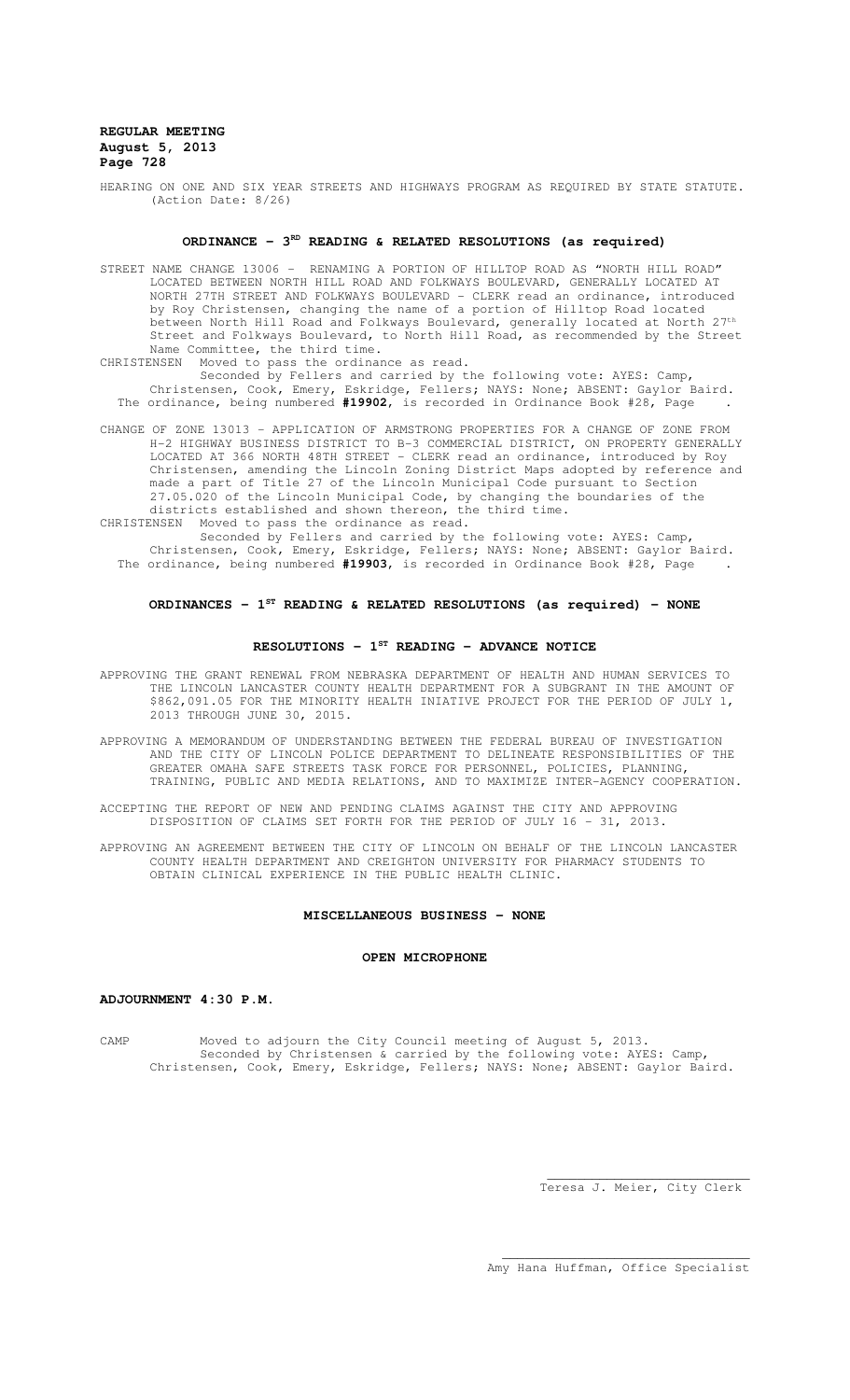HEARING ON ONE AND SIX YEAR STREETS AND HIGHWAYS PROGRAM AS REQUIRED BY STATE STATUTE. (Action Date: 8/26)

## ORDINANCE – 3RD READING & RELATED RESOLUTIONS (as required)

STREET NAME CHANGE 13006 – RENAMING A PORTION OF HILLTOP ROAD AS "NORTH HILL ROAD" LOCATED BETWEEN NORTH HILL ROAD AND FOLKWAYS BOULEVARD, GENERALLY LOCATED AT NORTH 27TH STREET AND FOLKWAYS BOULEVARD - CLERK read an ordinance, introduced by Roy Christensen, changing the name of a portion of Hilltop Road located between North Hill Road and Folkways Boulevard, generally located at North 27th Street and Folkways Boulevard, to North Hill Road, as recommended by the Street Name Committee, the third time.

CHRISTENSEN Moved to pass the ordinance as read.

Seconded by Fellers and carried by the following vote: AYES: Camp, Christensen, Cook, Emery, Eskridge, Fellers; NAYS: None; ABSENT: Gaylor Baird.

The ordinance, being numbered **#19902**, is recorded in Ordinance Book #28, Page .

CHANGE OF ZONE 13013 – APPLICATION OF ARMSTRONG PROPERTIES FOR A CHANGE OF ZONE FROM H-2 HIGHWAY BUSINESS DISTRICT TO B-3 COMMERCIAL DISTRICT, ON PROPERTY GENERALLY LOCATED AT 366 NORTH 48TH STREET - CLERK read an ordinance, introduced by Roy Christensen, amending the Lincoln Zoning District Maps adopted by reference and made a part of Title 27 of the Lincoln Municipal Code pursuant to Section 27.05.020 of the Lincoln Municipal Code, by changing the boundaries of the districts established and shown thereon, the third time.

CHRISTENSEN Moved to pass the ordinance as read.

Seconded by Fellers and carried by the following vote: AYES: Camp, Christensen, Cook, Emery, Eskridge, Fellers; NAYS: None; ABSENT: Gaylor Baird.

The ordinance, being numbered **#19903**, is recorded in Ordinance Book #28, Page .

## ORDINANCES – 1ST READING & RELATED RESOLUTIONS (as required) – NONE

## RESOLUTIONS – 1ST READING – ADVANCE NOTICE

APPROVING THE GRANT RENEWAL FROM NEBRASKA DEPARTMENT OF HEALTH AND HUMAN SERVICES TO THE LINCOLN LANCASTER COUNTY HEALTH DEPARTMENT FOR A SUBGRANT IN THE AMOUNT OF $862,091.05 FOR THE MINORITY HEALTH INIATIVE PROJECT FOR THE PERIOD OF JULY 1, 2013 THROUGH JUNE 30, 2015.

APPROVING A MEMORANDUM OF UNDERSTANDING BETWEEN THE FEDERAL BUREAU OF INVESTIGATION AND THE CITY OF LINCOLN POLICE DEPARTMENT TO DELINEATE RESPONSIBILITIES OF THE GREATER OMAHA SAFE STREETS TASK FORCE FOR PERSONNEL, POLICIES, PLANNING, TRAINING, PUBLIC AND MEDIA RELATIONS, AND TO MAXIMIZE INTER-AGENCY COOPERATION.

ACCEPTING THE REPORT OF NEW AND PENDING CLAIMS AGAINST THE CITY AND APPROVING DISPOSITION OF CLAIMS SET FORTH FOR THE PERIOD OF JULY 16 - 31, 2013.

APPROVING AN AGREEMENT BETWEEN THE CITY OF LINCOLN ON BEHALF OF THE LINCOLN LANCASTER COUNTY HEALTH DEPARTMENT AND CREIGHTON UNIVERSITY FOR PHARMACY STUDENTS TO OBTAIN CLINICAL EXPERIENCE IN THE PUBLIC HEALTH CLINIC.

## MISCELLANEOUS BUSINESS – NONE

## OPEN MICROPHONE

### ADJOURNMENT 4:30 P.M.

CAMP Moved to adjourn the City Council meeting of August 5, 2013.

Seconded by Christensen & carried by the following vote: AYES: Camp, Christensen, Cook, Emery, Eskridge, Fellers; NAYS: None; ABSENT: Gaylor Baird.

Teresa J. Meier, City Clerk

Amy Hana Huffman, Office Specialist